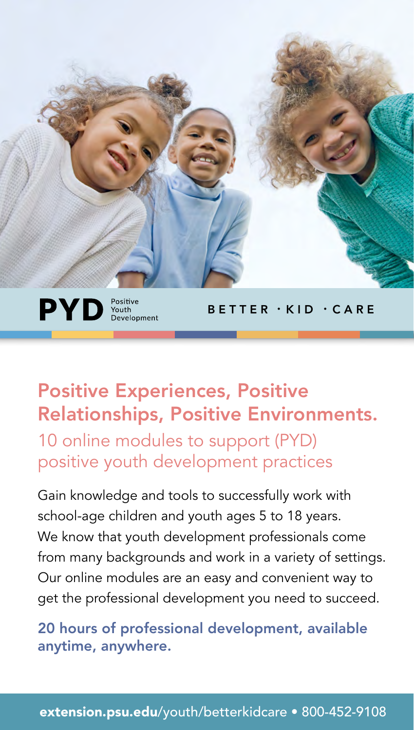**PYD** Positive Youth Development

BETTER · KID · CARE

## Positive Experiences, Positive Relationships, Positive Environments.

### 10 online modules to support (PYD) positive youth development practices

Gain knowledge and tools to successfully work with school-age children and youth ages 5 to 18 years. We know that youth development professionals come from many backgrounds and work in a variety of settings. Our online modules are an easy and convenient way to get the professional development you need to succeed.

**20 hours of professional development, available anytime, anywhere.**

**extension.psu.edu**/youth/betterkidcare • 800-452-9108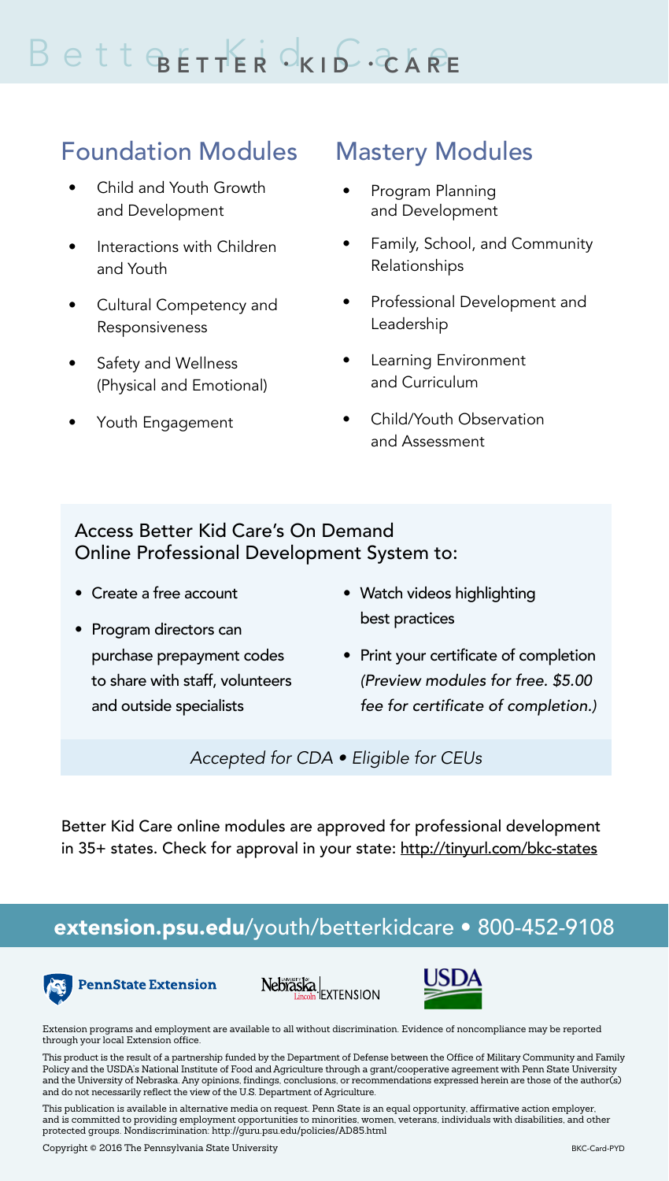# BETTER · KID · CARE

## Foundation Modules

- Child and Youth Growth and Development
- Interactions with Children and Youth
- Cultural Competency and Responsiveness
- Safety and Wellness (Physical and Emotional)
- Youth Engagement

## Mastery Modules

- Program Planning and Development
- Family, School, and Community Relationships
- Professional Development and Leadership
- Learning Environment and Curriculum
- Child/Youth Observation and Assessment

### Access Better Kid Care's On Demand Online Professional Development System to:

- Create a free account
- Program directors can purchase prepayment codes to share with staff, volunteers and outside specialists
- Watch videos highlighting best practices
- Print your certificate of completion *(Preview modules for free. $5.00 fee for certificate of completion.)*

*Accepted for CDA • Eligible for CEUs*

Better Kid Care online modules are approved for professional development in 35+ states. Check for approval in your state: http://tinyurl.com/bkc-states

**extension.psu.edu**/youth/betterkidcare • 800-452-9108

PennState Extension | Nebraska Lincoln EXTENSION | USDA

Extension programs and employment are available to all without discrimination. Evidence of noncompliance may be reported through your local Extension office.

This product is the result of a partnership funded by the Department of Defense between the Office of Military Community and Family Policy and the USDA's National Institute of Food and Agriculture through a grant/cooperative agreement with Penn State University and the University of Nebraska. Any opinions, findings, conclusions, or recommendations expressed herein are those of the author(s) and do not necessarily reflect the view of the U.S. Department of Agriculture.

This publication is available in alternative media on request. Penn State is an equal opportunity, affirmative action employer, and is committed to providing employment opportunities to minorities, women, veterans, individuals with disabilities, and other protected groups. Nondiscrimination: http://guru.psu.edu/policies/AD85.html

Copyright © 2016 The Pennsylvania State University

BKC-Card-PYD